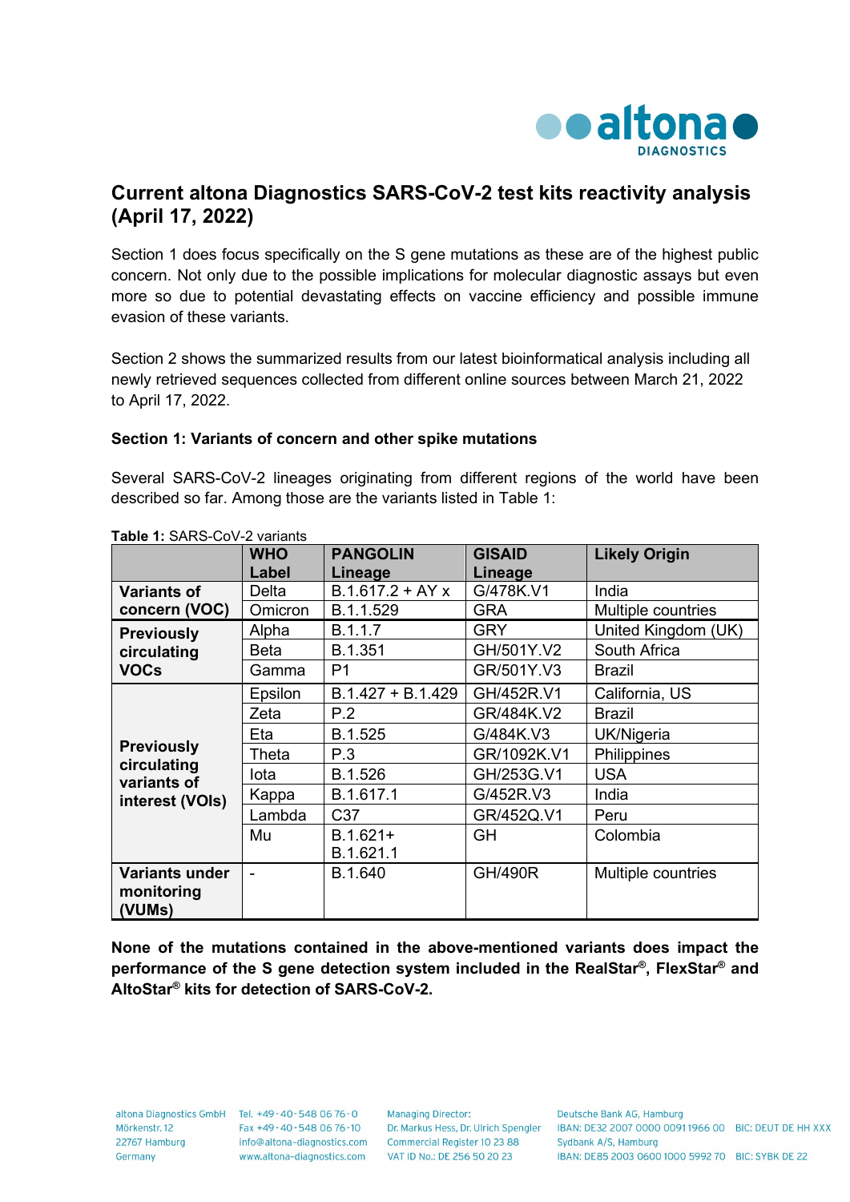# Current altona Diagnostics SARS-CoV-2 test kits reactivity analysis (April 17, 2022)

Section 1 does focus specifically on the S gene mutations as these are of the highest public concern. Not only due to the possible implications for molecular diagnostic assays but even more so due to potential devastating effects on vaccine efficiency and possible immune evasion of these variants.

Section 2 shows the summarized results from our latest bioinformatical analysis including all newly retrieved sequences collected from different online sources between March 21, 2022 to April 17, 2022.

## Section 1: Variants of concern and other spike mutations

Several SARS-CoV-2 lineages originating from different regions of the world have been described so far. Among those are the variants listed in Table 1:

**Table 1:** SARS-CoV-2 variants

| | WHO Label | PANGOLIN Lineage | GISAID Lineage | Likely Origin |
|---|---|---|---|---|
| **Variants of concern (VOC)** | Delta | B.1.617.2 + AY x | G/478K.V1 | India |
| | Omicron | B.1.1.529 | GRA | Multiple countries |
| **Previously circulating VOCs** | Alpha | B.1.1.7 | GRY | United Kingdom (UK) |
| | Beta | B.1.351 | GH/501Y.V2 | South Africa |
| | Gamma | P1 | GR/501Y.V3 | Brazil |
| **Previously circulating variants of interest (VOIs)** | Epsilon | B.1.427 + B.1.429 | GH/452R.V1 | California, US |
| | Zeta | P.2 | GR/484K.V2 | Brazil |
| | Eta | B.1.525 | G/484K.V3 | UK/Nigeria |
| | Theta | P.3 | GR/1092K.V1 | Philippines |
| | Iota | B.1.526 | GH/253G.V1 | USA |
| | Kappa | B.1.617.1 | G/452R.V3 | India |
| | Lambda | C37 | GR/452Q.V1 | Peru |
| | Mu | B.1.621+ B.1.621.1 | GH | Colombia |
| **Variants under monitoring (VUMs)** | - | B.1.640 | GH/490R | Multiple countries |

**None of the mutations contained in the above-mentioned variants does impact the performance of the S gene detection system included in the RealStar®, FlexStar® and AltoStar® kits for detection of SARS-CoV-2.**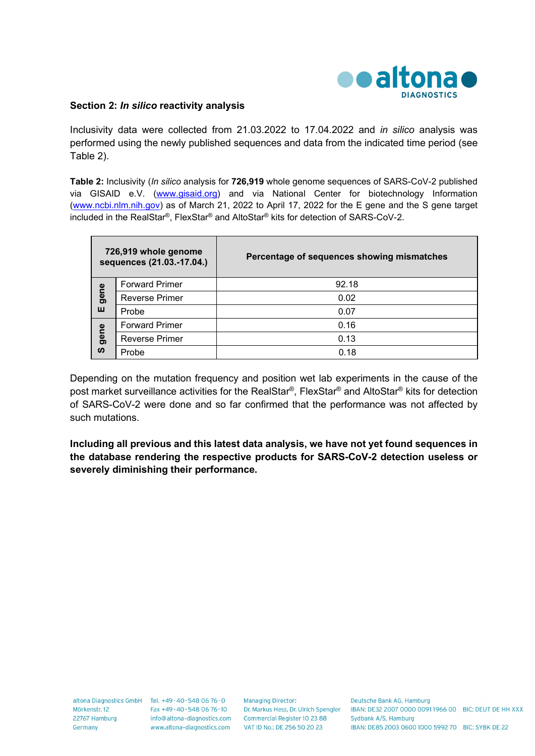## Section 2: *In silico* reactivity analysis

Inclusivity data were collected from 21.03.2022 to 17.04.2022 and *in silico* analysis was performed using the newly published sequences and data from the indicated time period (see Table 2).

**Table 2:** Inclusivity (*In silico* analysis for **726,919** whole genome sequences of SARS-CoV-2 published via GISAID e.V. (www.gisaid.org) and via National Center for biotechnology Information (www.ncbi.nlm.nih.gov) as of March 21, 2022 to April 17, 2022 for the E gene and the S gene target included in the RealStar®, FlexStar® and AltoStar® kits for detection of SARS-CoV-2.

| 726,919 whole genome sequences (21.03.-17.04.) | | Percentage of sequences showing mismatches |
|---|---|---|
| E gene | Forward Primer | 92.18 |
| | Reverse Primer | 0.02 |
| | Probe | 0.07 |
| S gene | Forward Primer | 0.16 |
| | Reverse Primer | 0.13 |
| | Probe | 0.18 |

Depending on the mutation frequency and position wet lab experiments in the cause of the post market surveillance activities for the RealStar®, FlexStar® and AltoStar® kits for detection of SARS-CoV-2 were done and so far confirmed that the performance was not affected by such mutations.

**Including all previous and this latest data analysis, we have not yet found sequences in the database rendering the respective products for SARS-CoV-2 detection useless or severely diminishing their performance.**